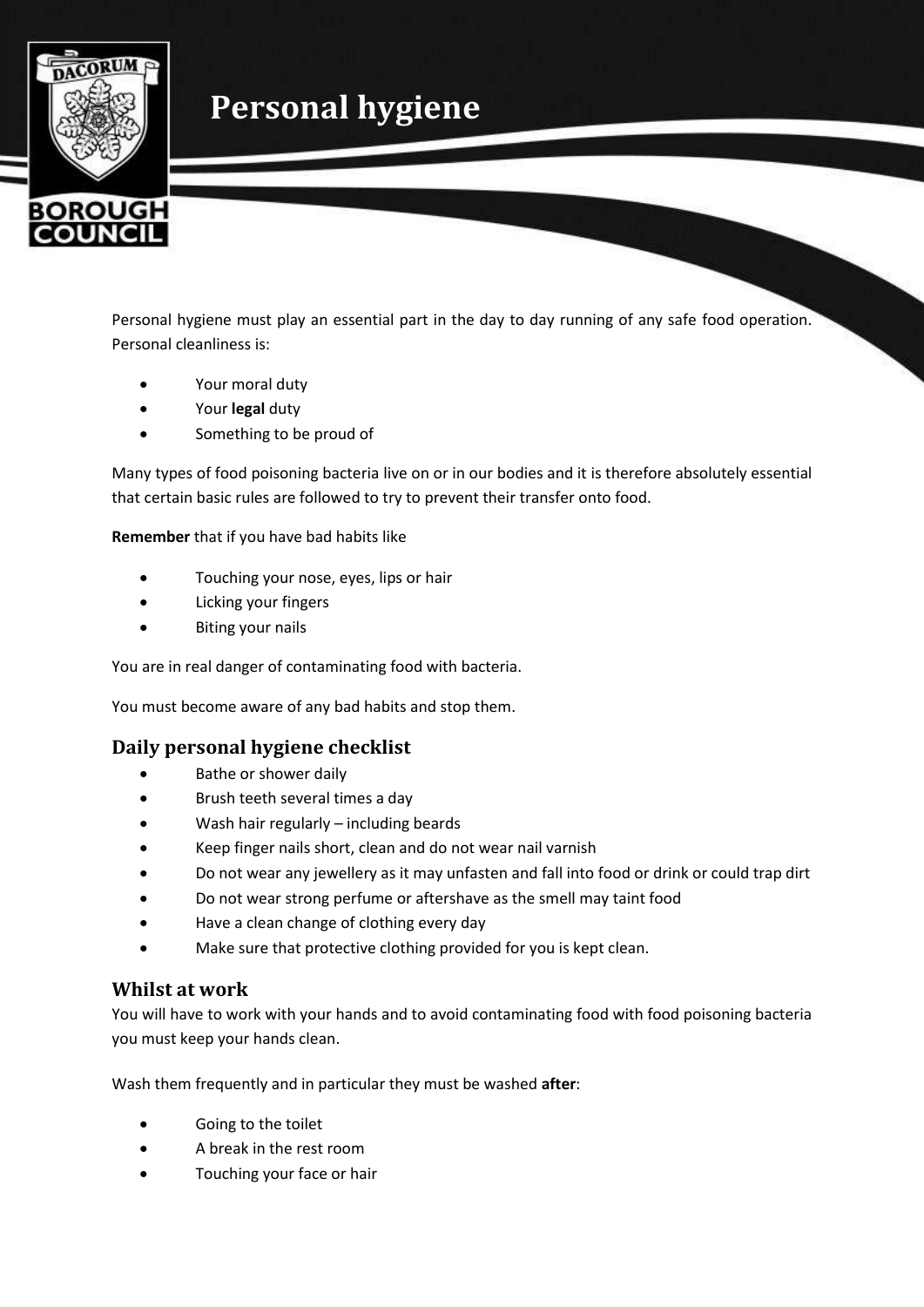# Personal hygiene

Personal hygiene must play an essential part in the day to day running of any safe food operation. Personal cleanliness is:

- Your moral duty
- Your **legal** duty
- Something to be proud of

Many types of food poisoning bacteria live on or in our bodies and it is therefore absolutely essential that certain basic rules are followed to try to prevent their transfer onto food.

**Remember** that if you have bad habits like

- Touching your nose, eyes, lips or hair
- Licking your fingers
- Biting your nails

You are in real danger of contaminating food with bacteria.

You must become aware of any bad habits and stop them.

## Daily personal hygiene checklist

- Bathe or shower daily
- Brush teeth several times a day
- Wash hair regularly – including beards
- Keep finger nails short, clean and do not wear nail varnish
- Do not wear any jewellery as it may unfasten and fall into food or drink or could trap dirt
- Do not wear strong perfume or aftershave as the smell may taint food
- Have a clean change of clothing every day
- Make sure that protective clothing provided for you is kept clean.

## Whilst at work

You will have to work with your hands and to avoid contaminating food with food poisoning bacteria you must keep your hands clean.

Wash them frequently and in particular they must be washed **after**:

- Going to the toilet
- A break in the rest room
- Touching your face or hair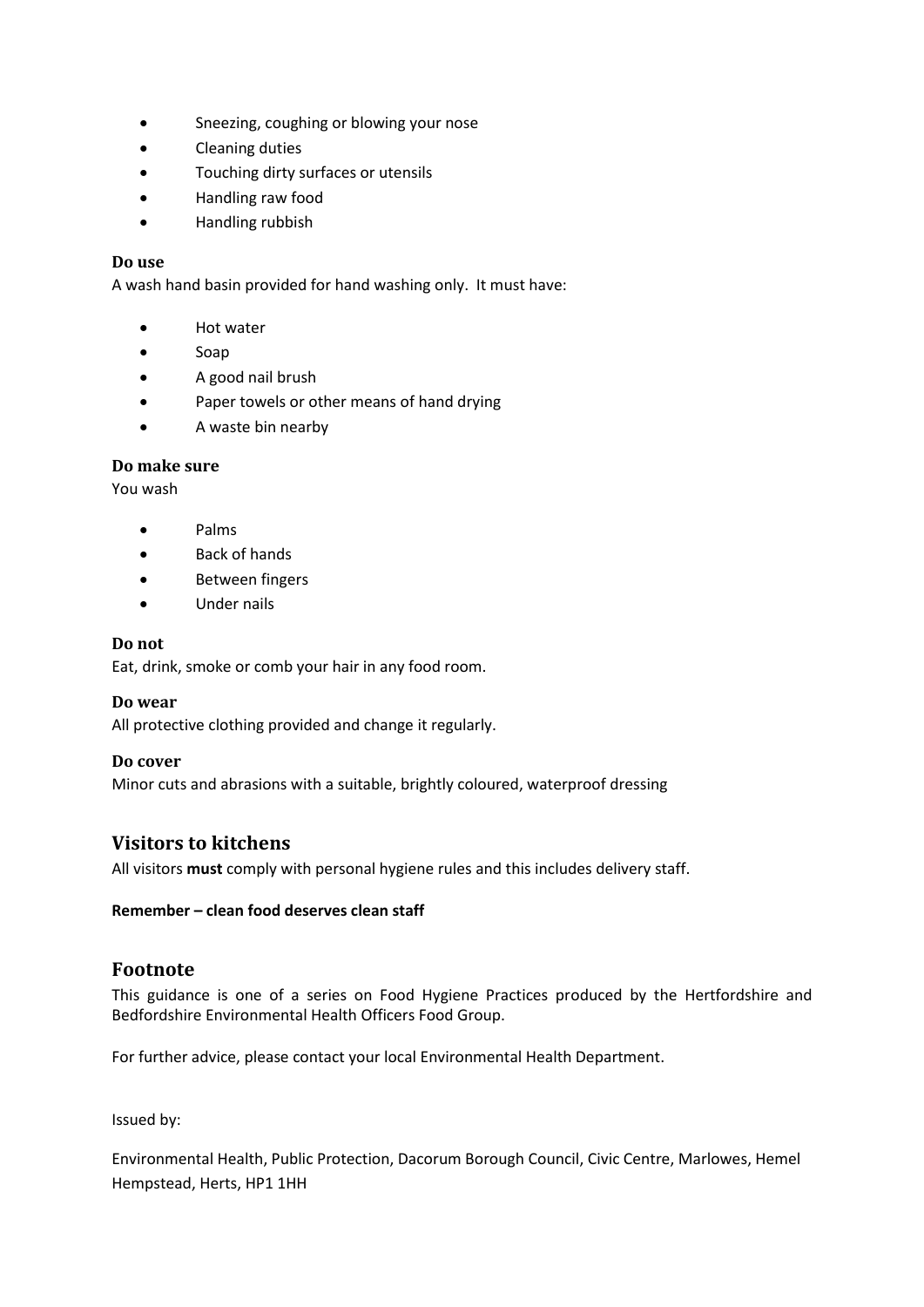- Sneezing, coughing or blowing your nose
- Cleaning duties
- Touching dirty surfaces or utensils
- Handling raw food
- Handling rubbish

### Do use

A wash hand basin provided for hand washing only. It must have:

- Hot water
- Soap
- A good nail brush
- Paper towels or other means of hand drying
- A waste bin nearby

### Do make sure

You wash

- Palms
- Back of hands
- Between fingers
- Under nails

### Do not

Eat, drink, smoke or comb your hair in any food room.

### Do wear

All protective clothing provided and change it regularly.

### Do cover

Minor cuts and abrasions with a suitable, brightly coloured, waterproof dressing

## Visitors to kitchens

All visitors **must** comply with personal hygiene rules and this includes delivery staff.

**Remember – clean food deserves clean staff**

## Footnote

This guidance is one of a series on Food Hygiene Practices produced by the Hertfordshire and Bedfordshire Environmental Health Officers Food Group.

For further advice, please contact your local Environmental Health Department.

Issued by:

Environmental Health, Public Protection, Dacorum Borough Council, Civic Centre, Marlowes, Hemel Hempstead, Herts, HP1 1HH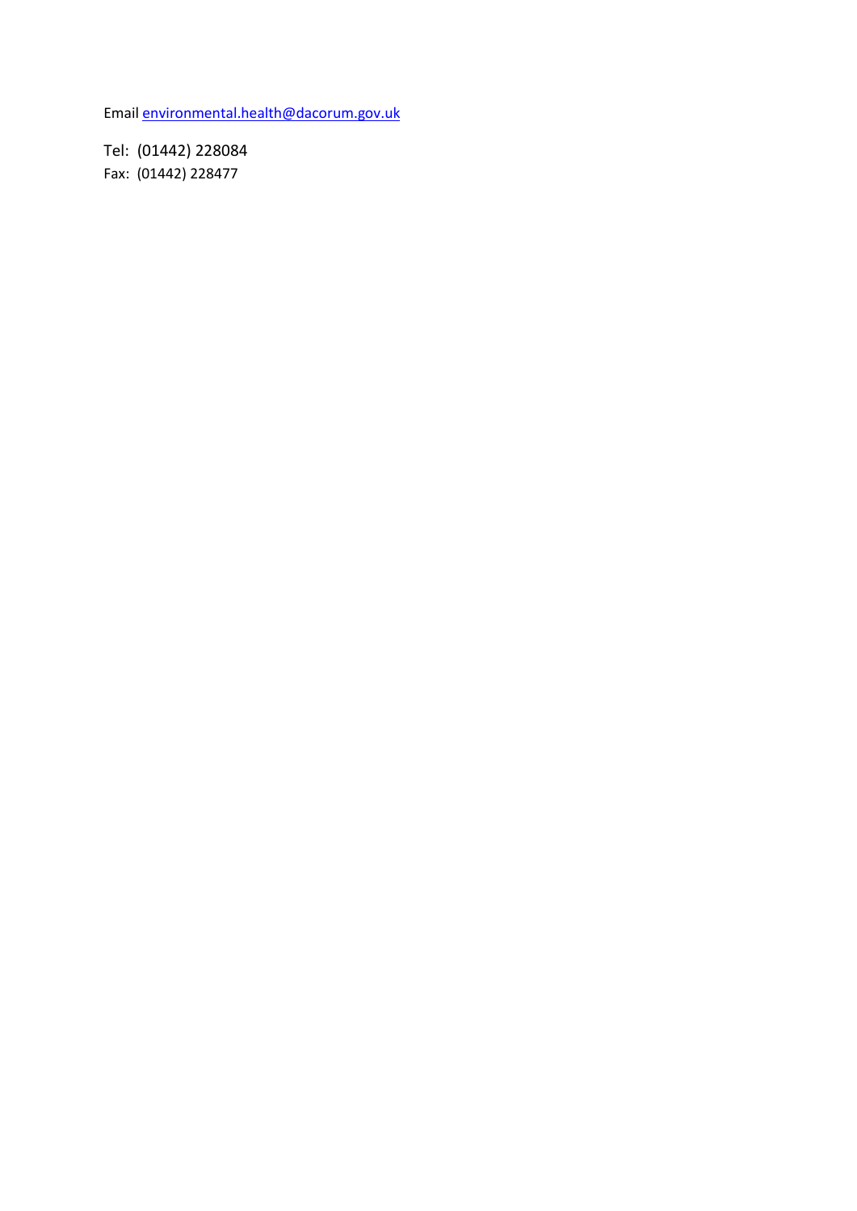Email environmental.health@dacorum.gov.uk

Tel: (01442) 228084
Fax: (01442) 228477